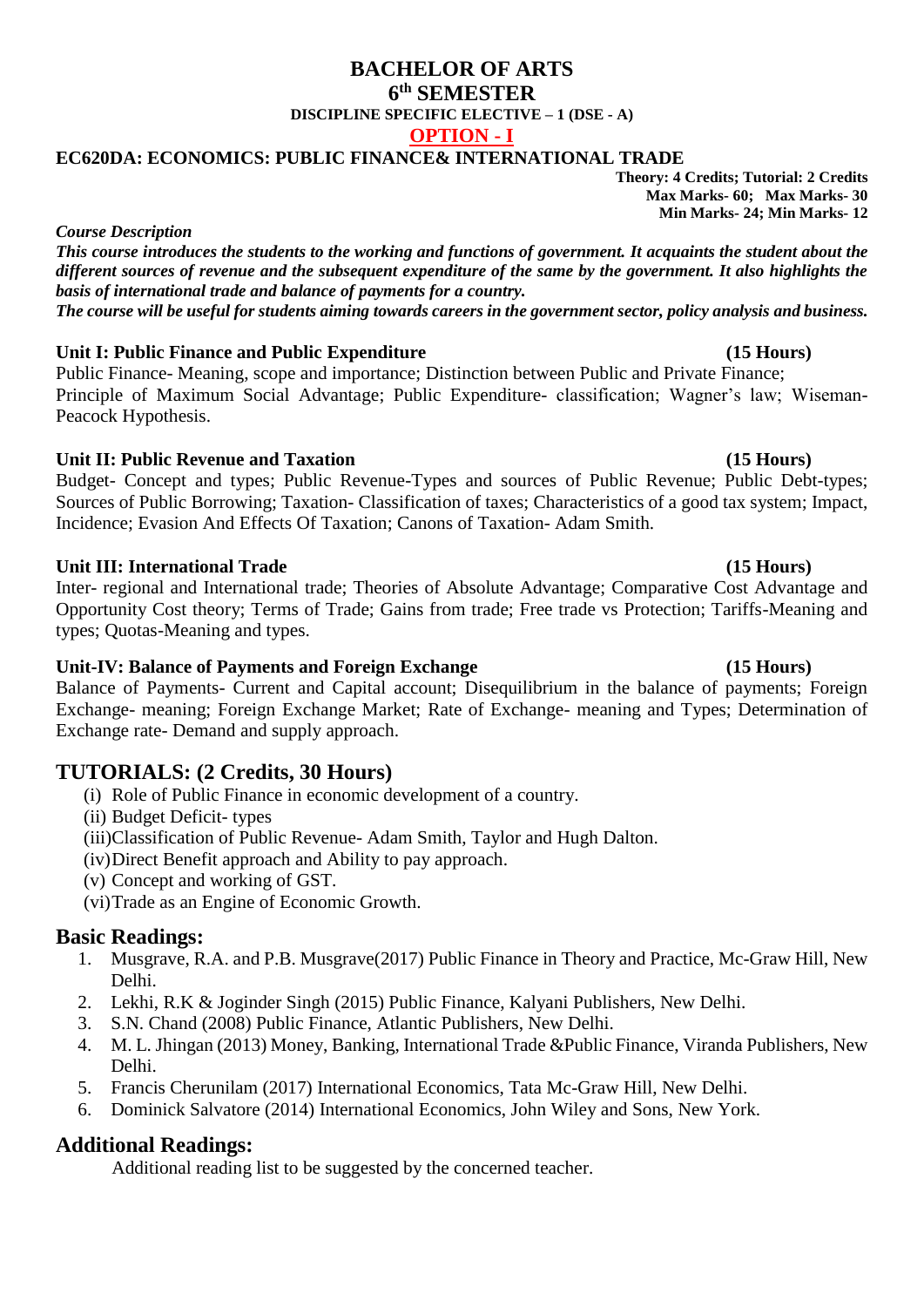# BACHELOR OF ARTS

## 6th SEMESTER

**DISCIPLINE SPECIFIC ELECTIVE – 1 (DSE - A)**

**OPTION - I**

## EC620DA: ECONOMICS: PUBLIC FINANCE& INTERNATIONAL TRADE

**Theory: 4 Credits; Tutorial: 2 Credits**
**Max Marks- 60; Max Marks- 30**
**Min Marks- 24; Min Marks- 12**

*Course Description*

***This course introduces the students to the working and functions of government. It acquaints the student about the different sources of revenue and the subsequent expenditure of the same by the government. It also highlights the basis of international trade and balance of payments for a country.***

***The course will be useful for students aiming towards careers in the government sector, policy analysis and business.***

### Unit I: Public Finance and Public Expenditure (15 Hours)

Public Finance- Meaning, scope and importance; Distinction between Public and Private Finance; Principle of Maximum Social Advantage; Public Expenditure- classification; Wagner's law; Wiseman-Peacock Hypothesis.

### Unit II: Public Revenue and Taxation (15 Hours)

Budget- Concept and types; Public Revenue-Types and sources of Public Revenue; Public Debt-types; Sources of Public Borrowing; Taxation- Classification of taxes; Characteristics of a good tax system; Impact, Incidence; Evasion And Effects Of Taxation; Canons of Taxation- Adam Smith.

### Unit III: International Trade (15 Hours)

Inter- regional and International trade; Theories of Absolute Advantage; Comparative Cost Advantage and Opportunity Cost theory; Terms of Trade; Gains from trade; Free trade vs Protection; Tariffs-Meaning and types; Quotas-Meaning and types.

### Unit-IV: Balance of Payments and Foreign Exchange (15 Hours)

Balance of Payments- Current and Capital account; Disequilibrium in the balance of payments; Foreign Exchange- meaning; Foreign Exchange Market; Rate of Exchange- meaning and Types; Determination of Exchange rate- Demand and supply approach.

## TUTORIALS: (2 Credits, 30 Hours)

(i) Role of Public Finance in economic development of a country.
(ii) Budget Deficit- types
(iii) Classification of Public Revenue- Adam Smith, Taylor and Hugh Dalton.
(iv) Direct Benefit approach and Ability to pay approach.
(v) Concept and working of GST.
(vi) Trade as an Engine of Economic Growth.

## Basic Readings:

1. Musgrave, R.A. and P.B. Musgrave(2017) Public Finance in Theory and Practice, Mc-Graw Hill, New Delhi.
2. Lekhi, R.K & Joginder Singh (2015) Public Finance, Kalyani Publishers, New Delhi.
3. S.N. Chand (2008) Public Finance, Atlantic Publishers, New Delhi.
4. M. L. Jhingan (2013) Money, Banking, International Trade &Public Finance, Viranda Publishers, New Delhi.
5. Francis Cherunilam (2017) International Economics, Tata Mc-Graw Hill, New Delhi.
6. Dominick Salvatore (2014) International Economics, John Wiley and Sons, New York.

## Additional Readings:

Additional reading list to be suggested by the concerned teacher.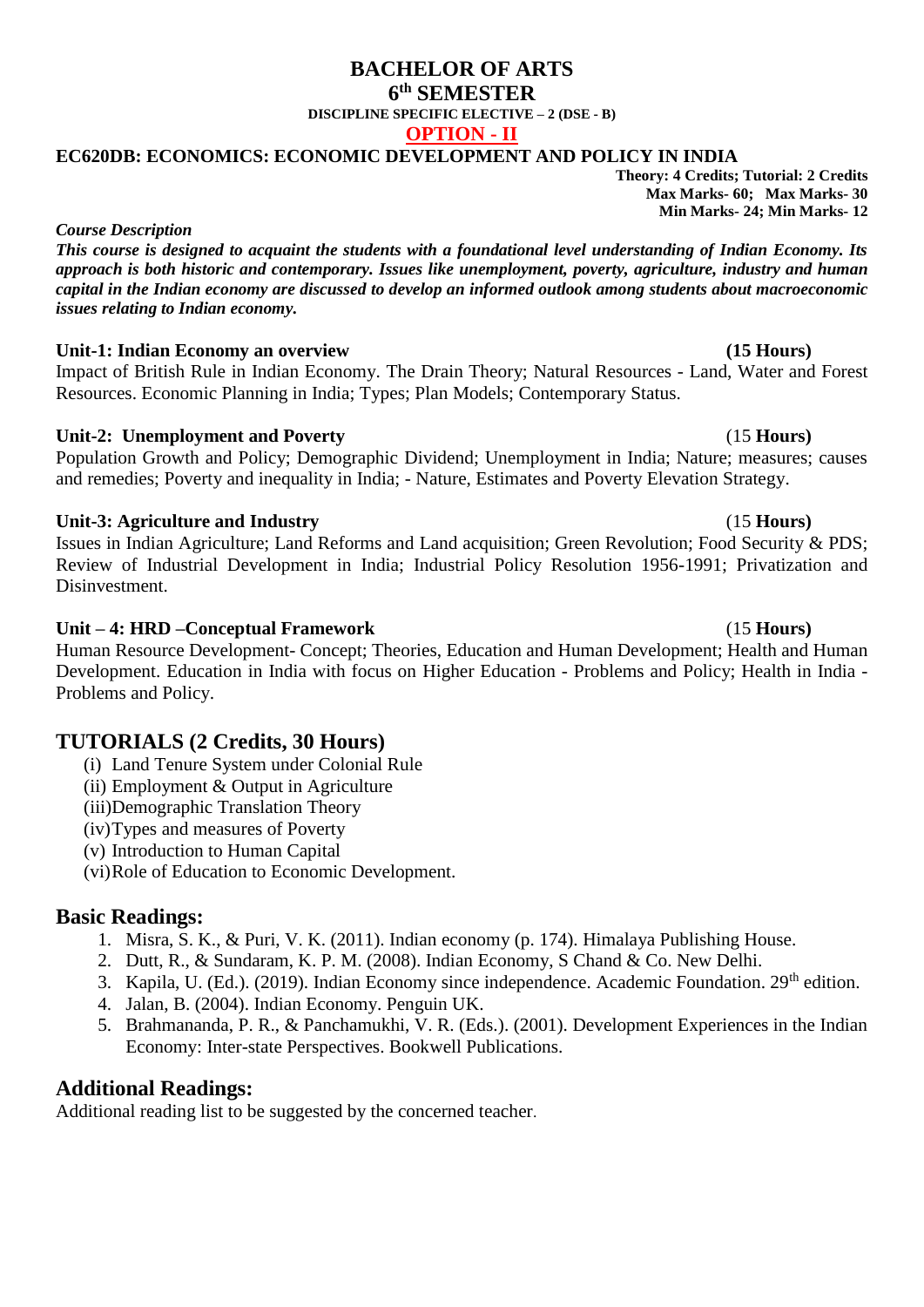# BACHELOR OF ARTS

## 6th SEMESTER

**DISCIPLINE SPECIFIC ELECTIVE – 2 (DSE - B)**

**OPTION - II**

### EC620DB: ECONOMICS: ECONOMIC DEVELOPMENT AND POLICY IN INDIA

**Theory: 4 Credits; Tutorial: 2 Credits**
**Max Marks- 60; Max Marks- 30**
**Min Marks- 24; Min Marks- 12**

*Course Description*

***This course is designed to acquaint the students with a foundational level understanding of Indian Economy. Its approach is both historic and contemporary. Issues like unemployment, poverty, agriculture, industry and human capital in the Indian economy are discussed to develop an informed outlook among students about macroeconomic issues relating to Indian economy.***

**Unit-1: Indian Economy an overview** **(15 Hours)**

Impact of British Rule in Indian Economy. The Drain Theory; Natural Resources - Land, Water and Forest Resources. Economic Planning in India; Types; Plan Models; Contemporary Status.

**Unit-2: Unemployment and Poverty** (15 **Hours)**

Population Growth and Policy; Demographic Dividend; Unemployment in India; Nature; measures; causes and remedies; Poverty and inequality in India; - Nature, Estimates and Poverty Elevation Strategy.

**Unit-3: Agriculture and Industry** (15 **Hours)**

Issues in Indian Agriculture; Land Reforms and Land acquisition; Green Revolution; Food Security & PDS; Review of Industrial Development in India; Industrial Policy Resolution 1956-1991; Privatization and Disinvestment.

**Unit – 4: HRD –Conceptual Framework** (15 **Hours)**

Human Resource Development- Concept; Theories, Education and Human Development; Health and Human Development. Education in India with focus on Higher Education - Problems and Policy; Health in India - Problems and Policy.

## TUTORIALS (2 Credits, 30 Hours)

(i) Land Tenure System under Colonial Rule
(ii) Employment & Output in Agriculture
(iii) Demographic Translation Theory
(iv) Types and measures of Poverty
(v) Introduction to Human Capital
(vi) Role of Education to Economic Development.

## Basic Readings:

1. Misra, S. K., & Puri, V. K. (2011). Indian economy (p. 174). Himalaya Publishing House.
2. Dutt, R., & Sundaram, K. P. M. (2008). Indian Economy, S Chand & Co. New Delhi.
3. Kapila, U. (Ed.). (2019). Indian Economy since independence. Academic Foundation. 29th edition.
4. Jalan, B. (2004). Indian Economy. Penguin UK.
5. Brahmananda, P. R., & Panchamukhi, V. R. (Eds.). (2001). Development Experiences in the Indian Economy: Inter-state Perspectives. Bookwell Publications.

## Additional Readings:

Additional reading list to be suggested by the concerned teacher.